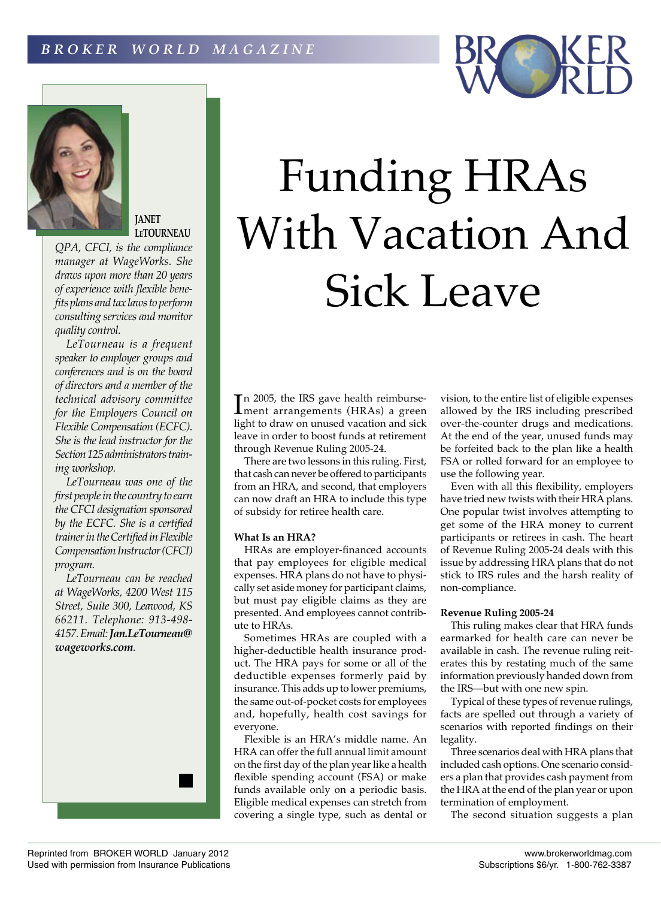# Funding HRAs With Vacation And Sick Leave

**JANET LeTOURNEAU**

*QPA, CFCI, is the compliance manager at WageWorks. She draws upon more than 20 years of experience with flexible benefits plans and tax laws to perform consulting services and monitor quality control.*

*LeTourneau is a frequent speaker to employer groups and conferences and is on the board of directors and a member of the technical advisory committee for the Employers Council on Flexible Compensation (ECFC). She is the lead instructor for the Section 125 administrators training workshop.*

*LeTourneau was one of the first people in the country to earn the CFCI designation sponsored by the ECFC. She is a certified trainer in the Certified in Flexible Compensation Instructor (CFCI) program.*

*LeTourneau can be reached at WageWorks, 4200 West 115 Street, Suite 300, Leawood, KS 66211. Telephone: 913-498-4157. Email:* ***Jan.LeTourneau@wageworks.com****.*

In 2005, the IRS gave health reimbursement arrangements (HRAs) a green light to draw on unused vacation and sick leave in order to boost funds at retirement through Revenue Ruling 2005-24.

There are two lessons in this ruling. First, that cash can never be offered to participants from an HRA, and second, that employers can now draft an HRA to include this type of subsidy for retiree health care.

### What Is an HRA?

HRAs are employer-financed accounts that pay employees for eligible medical expenses. HRA plans do not have to physically set aside money for participant claims, but must pay eligible claims as they are presented. And employees cannot contribute to HRAs.

Sometimes HRAs are coupled with a higher-deductible health insurance product. The HRA pays for some or all of the deductible expenses formerly paid by insurance. This adds up to lower premiums, the same out-of-pocket costs for employees and, hopefully, health cost savings for everyone.

Flexible is an HRA's middle name. An HRA can offer the full annual limit amount on the first day of the plan year like a health flexible spending account (FSA) or make funds available only on a periodic basis. Eligible medical expenses can stretch from covering a single type, such as dental or vision, to the entire list of eligible expenses allowed by the IRS including prescribed over-the-counter drugs and medications. At the end of the year, unused funds may be forfeited back to the plan like a health FSA or rolled forward for an employee to use the following year.

Even with all this flexibility, employers have tried new twists with their HRA plans. One popular twist involves attempting to get some of the HRA money to current participants or retirees in cash. The heart of Revenue Ruling 2005-24 deals with this issue by addressing HRA plans that do not stick to IRS rules and the harsh reality of non-compliance.

### Revenue Ruling 2005-24

This ruling makes clear that HRA funds earmarked for health care can never be available in cash. The revenue ruling reiterates this by restating much of the same information previously handed down from the IRS—but with one new spin.

Typical of these types of revenue rulings, facts are spelled out through a variety of scenarios with reported findings on their legality.

Three scenarios deal with HRA plans that included cash options. One scenario considers a plan that provides cash payment from the HRA at the end of the plan year or upon termination of employment.

The second situation suggests a plan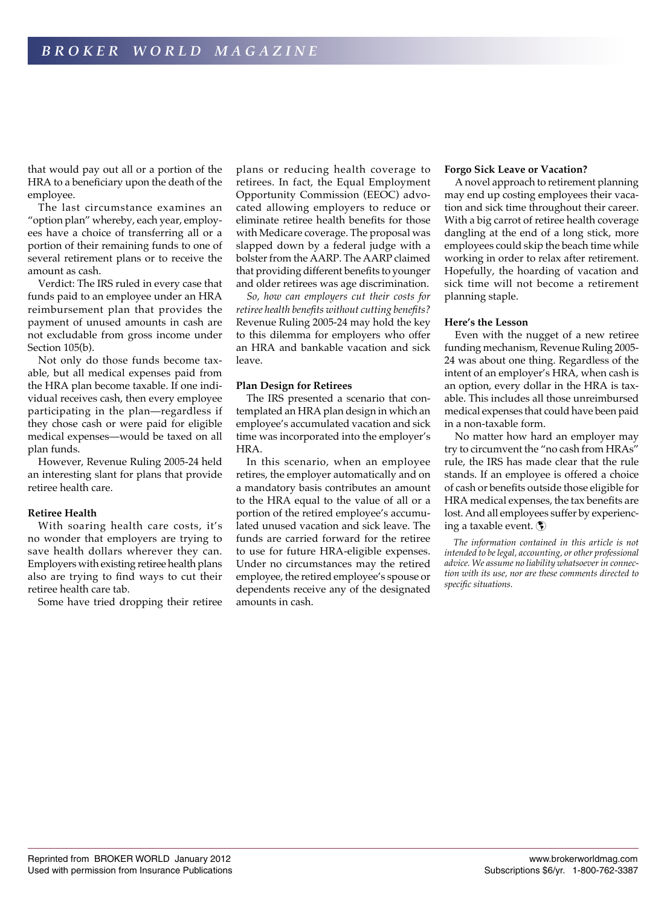that would pay out all or a portion of the HRA to a beneficiary upon the death of the employee.

The last circumstance examines an "option plan" whereby, each year, employees have a choice of transferring all or a portion of their remaining funds to one of several retirement plans or to receive the amount as cash.

Verdict: The IRS ruled in every case that funds paid to an employee under an HRA reimbursement plan that provides the payment of unused amounts in cash are not excludable from gross income under Section 105(b).

Not only do those funds become taxable, but all medical expenses paid from the HRA plan become taxable. If one individual receives cash, then every employee participating in the plan—regardless if they chose cash or were paid for eligible medical expenses—would be taxed on all plan funds.

However, Revenue Ruling 2005-24 held an interesting slant for plans that provide retiree health care.

**Retiree Health**

With soaring health care costs, it's no wonder that employers are trying to save health dollars wherever they can. Employers with existing retiree health plans also are trying to find ways to cut their retiree health care tab.

Some have tried dropping their retiree plans or reducing health coverage to retirees. In fact, the Equal Employment Opportunity Commission (EEOC) advocated allowing employers to reduce or eliminate retiree health benefits for those with Medicare coverage. The proposal was slapped down by a federal judge with a bolster from the AARP. The AARP claimed that providing different benefits to younger and older retirees was age discrimination.

*So, how can employers cut their costs for retiree health benefits without cutting benefits?* Revenue Ruling 2005-24 may hold the key to this dilemma for employers who offer an HRA and bankable vacation and sick leave.

**Plan Design for Retirees**

The IRS presented a scenario that contemplated an HRA plan design in which an employee's accumulated vacation and sick time was incorporated into the employer's HRA.

In this scenario, when an employee retires, the employer automatically and on a mandatory basis contributes an amount to the HRA equal to the value of all or a portion of the retired employee's accumulated unused vacation and sick leave. The funds are carried forward for the retiree to use for future HRA-eligible expenses. Under no circumstances may the retired employee, the retired employee's spouse or dependents receive any of the designated amounts in cash.

**Forgo Sick Leave or Vacation?**

A novel approach to retirement planning may end up costing employees their vacation and sick time throughout their career. With a big carrot of retiree health coverage dangling at the end of a long stick, more employees could skip the beach time while working in order to relax after retirement. Hopefully, the hoarding of vacation and sick time will not become a retirement planning staple.

**Here's the Lesson**

Even with the nugget of a new retiree funding mechanism, Revenue Ruling 2005-24 was about one thing. Regardless of the intent of an employer's HRA, when cash is an option, every dollar in the HRA is taxable. This includes all those unreimbursed medical expenses that could have been paid in a non-taxable form.

No matter how hard an employer may try to circumvent the "no cash from HRAs" rule, the IRS has made clear that the rule stands. If an employee is offered a choice of cash or benefits outside those eligible for HRA medical expenses, the tax benefits are lost. And all employees suffer by experiencing a taxable event.

*The information contained in this article is not intended to be legal, accounting, or other professional advice. We assume no liability whatsoever in connection with its use, nor are these comments directed to specific situations.*

Reprinted from BROKER WORLD January 2012
Used with permission from Insurance Publications

www.brokerworldmag.com
Subscriptions $6/yr. 1-800-762-3387